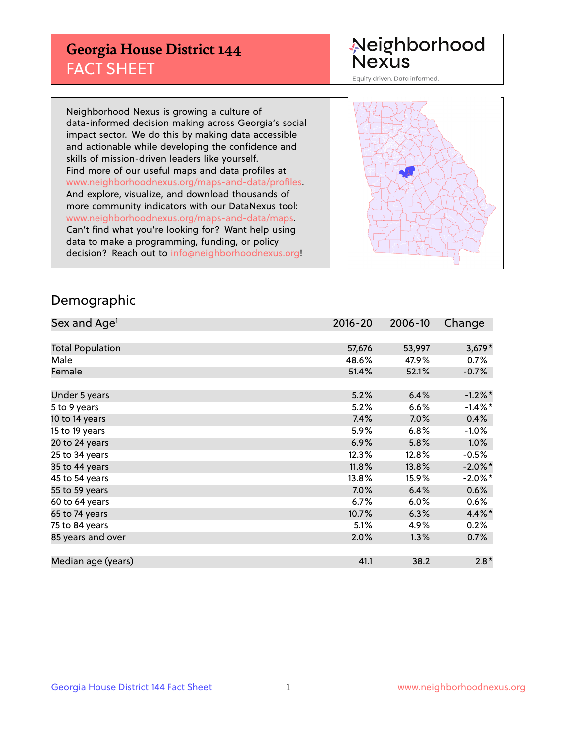# Georgia House District 144
## FACT SHEET

Neighborhood Nexus

Equity driven. Data informed.

Neighborhood Nexus is growing a culture of data-informed decision making across Georgia's social impact sector. We do this by making data accessible and actionable while developing the confidence and skills of mission-driven leaders like yourself. Find more of our useful maps and data profiles at www.neighborhoodnexus.org/maps-and-data/profiles. And explore, visualize, and download thousands of more community indicators with our DataNexus tool: www.neighborhoodnexus.org/maps-and-data/maps. Can't find what you're looking for? Want help using data to make a programming, funding, or policy decision? Reach out to info@neighborhoodnexus.org!

## Demographic

| Sex and Age[1] | 2016-20 | 2006-10 | Change |
|---|---|---|---|
| Total Population | 57,676 | 53,997 | 3,679* |
| Male | 48.6% | 47.9% | 0.7% |
| Female | 51.4% | 52.1% | -0.7% |
| | | | |
| Under 5 years | 5.2% | 6.4% | -1.2%* |
| 5 to 9 years | 5.2% | 6.6% | -1.4%* |
| 10 to 14 years | 7.4% | 7.0% | 0.4% |
| 15 to 19 years | 5.9% | 6.8% | -1.0% |
| 20 to 24 years | 6.9% | 5.8% | 1.0% |
| 25 to 34 years | 12.3% | 12.8% | -0.5% |
| 35 to 44 years | 11.8% | 13.8% | -2.0%* |
| 45 to 54 years | 13.8% | 15.9% | -2.0%* |
| 55 to 59 years | 7.0% | 6.4% | 0.6% |
| 60 to 64 years | 6.7% | 6.0% | 0.6% |
| 65 to 74 years | 10.7% | 6.3% | 4.4%* |
| 75 to 84 years | 5.1% | 4.9% | 0.2% |
| 85 years and over | 2.0% | 1.3% | 0.7% |
| | | | |
| Median age (years) | 41.1 | 38.2 | 2.8* |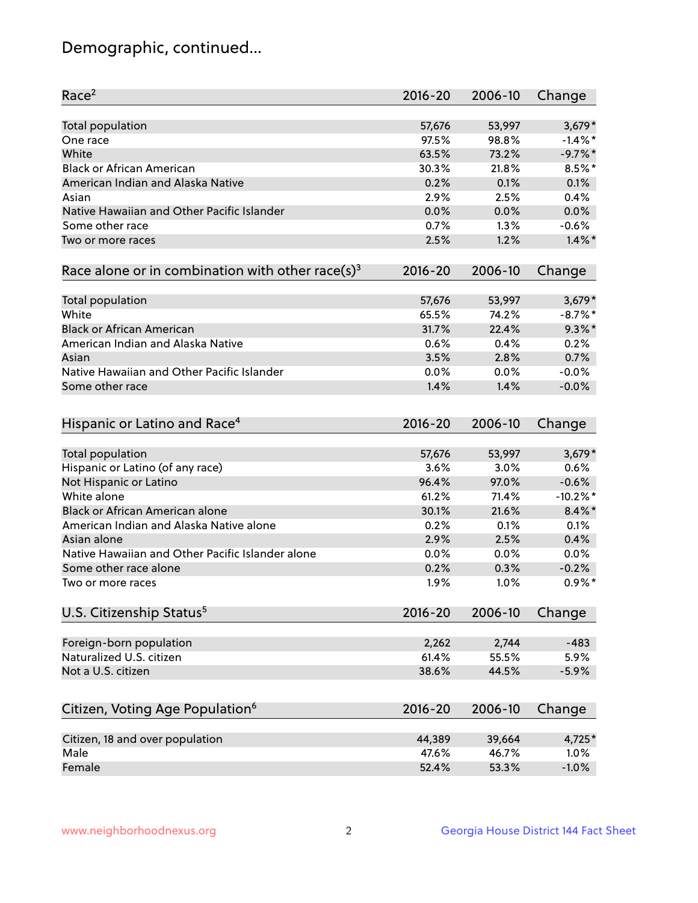# Demographic, continued...

| Race[2] | 2016-20 | 2006-10 | Change |
|---|---|---|---|
| Total population | 57,676 | 53,997 | 3,679* |
| One race | 97.5% | 98.8% | -1.4%* |
| White | 63.5% | 73.2% | -9.7%* |
| Black or African American | 30.3% | 21.8% | 8.5%* |
| American Indian and Alaska Native | 0.2% | 0.1% | 0.1% |
| Asian | 2.9% | 2.5% | 0.4% |
| Native Hawaiian and Other Pacific Islander | 0.0% | 0.0% | 0.0% |
| Some other race | 0.7% | 1.3% | -0.6% |
| Two or more races | 2.5% | 1.2% | 1.4%* |

| Race alone or in combination with other race(s)[3] | 2016-20 | 2006-10 | Change |
|---|---|---|---|
| Total population | 57,676 | 53,997 | 3,679* |
| White | 65.5% | 74.2% | -8.7%* |
| Black or African American | 31.7% | 22.4% | 9.3%* |
| American Indian and Alaska Native | 0.6% | 0.4% | 0.2% |
| Asian | 3.5% | 2.8% | 0.7% |
| Native Hawaiian and Other Pacific Islander | 0.0% | 0.0% | -0.0% |
| Some other race | 1.4% | 1.4% | -0.0% |

| Hispanic or Latino and Race[4] | 2016-20 | 2006-10 | Change |
|---|---|---|---|
| Total population | 57,676 | 53,997 | 3,679* |
| Hispanic or Latino (of any race) | 3.6% | 3.0% | 0.6% |
| Not Hispanic or Latino | 96.4% | 97.0% | -0.6% |
| White alone | 61.2% | 71.4% | -10.2%* |
| Black or African American alone | 30.1% | 21.6% | 8.4%* |
| American Indian and Alaska Native alone | 0.2% | 0.1% | 0.1% |
| Asian alone | 2.9% | 2.5% | 0.4% |
| Native Hawaiian and Other Pacific Islander alone | 0.0% | 0.0% | 0.0% |
| Some other race alone | 0.2% | 0.3% | -0.2% |
| Two or more races | 1.9% | 1.0% | 0.9%* |

| U.S. Citizenship Status[5] | 2016-20 | 2006-10 | Change |
|---|---|---|---|
| Foreign-born population | 2,262 | 2,744 | -483 |
| Naturalized U.S. citizen | 61.4% | 55.5% | 5.9% |
| Not a U.S. citizen | 38.6% | 44.5% | -5.9% |

| Citizen, Voting Age Population[6] | 2016-20 | 2006-10 | Change |
|---|---|---|---|
| Citizen, 18 and over population | 44,389 | 39,664 | 4,725* |
| Male | 47.6% | 46.7% | 1.0% |
| Female | 52.4% | 53.3% | -1.0% |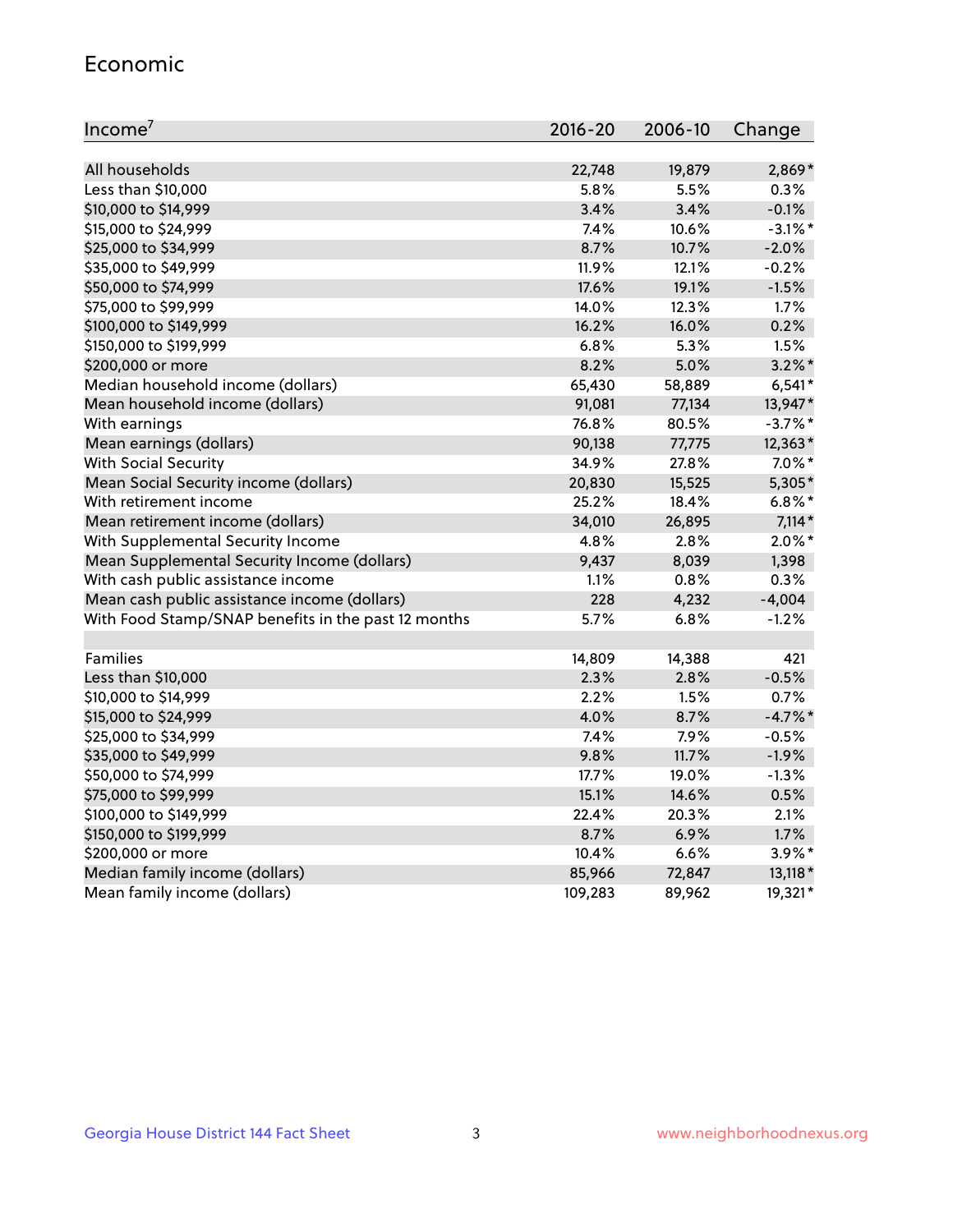## Economic

| Income[7] | 2016-20 | 2006-10 | Change |
|---|---|---|---|
| All households | 22,748 | 19,879 | 2,869* |
| Less than $10,000 | 5.8% | 5.5% | 0.3% |
| $10,000 to $14,999 | 3.4% | 3.4% | -0.1% |
| $15,000 to $24,999 | 7.4% | 10.6% | -3.1%* |
| $25,000 to $34,999 | 8.7% | 10.7% | -2.0% |
| $35,000 to $49,999 | 11.9% | 12.1% | -0.2% |
| $50,000 to $74,999 | 17.6% | 19.1% | -1.5% |
| $75,000 to $99,999 | 14.0% | 12.3% | 1.7% |
| $100,000 to $149,999 | 16.2% | 16.0% | 0.2% |
| $150,000 to $199,999 | 6.8% | 5.3% | 1.5% |
| $200,000 or more | 8.2% | 5.0% | 3.2%* |
| Median household income (dollars) | 65,430 | 58,889 | 6,541* |
| Mean household income (dollars) | 91,081 | 77,134 | 13,947* |
| With earnings | 76.8% | 80.5% | -3.7%* |
| Mean earnings (dollars) | 90,138 | 77,775 | 12,363* |
| With Social Security | 34.9% | 27.8% | 7.0%* |
| Mean Social Security income (dollars) | 20,830 | 15,525 | 5,305* |
| With retirement income | 25.2% | 18.4% | 6.8%* |
| Mean retirement income (dollars) | 34,010 | 26,895 | 7,114* |
| With Supplemental Security Income | 4.8% | 2.8% | 2.0%* |
| Mean Supplemental Security Income (dollars) | 9,437 | 8,039 | 1,398 |
| With cash public assistance income | 1.1% | 0.8% | 0.3% |
| Mean cash public assistance income (dollars) | 228 | 4,232 | -4,004 |
| With Food Stamp/SNAP benefits in the past 12 months | 5.7% | 6.8% | -1.2% |
| | | | |
| Families | 14,809 | 14,388 | 421 |
| Less than $10,000 | 2.3% | 2.8% | -0.5% |
| $10,000 to $14,999 | 2.2% | 1.5% | 0.7% |
| $15,000 to $24,999 | 4.0% | 8.7% | -4.7%* |
| $25,000 to $34,999 | 7.4% | 7.9% | -0.5% |
| $35,000 to $49,999 | 9.8% | 11.7% | -1.9% |
| $50,000 to $74,999 | 17.7% | 19.0% | -1.3% |
| $75,000 to $99,999 | 15.1% | 14.6% | 0.5% |
| $100,000 to $149,999 | 22.4% | 20.3% | 2.1% |
| $150,000 to $199,999 | 8.7% | 6.9% | 1.7% |
| $200,000 or more | 10.4% | 6.6% | 3.9%* |
| Median family income (dollars) | 85,966 | 72,847 | 13,118* |
| Mean family income (dollars) | 109,283 | 89,962 | 19,321* |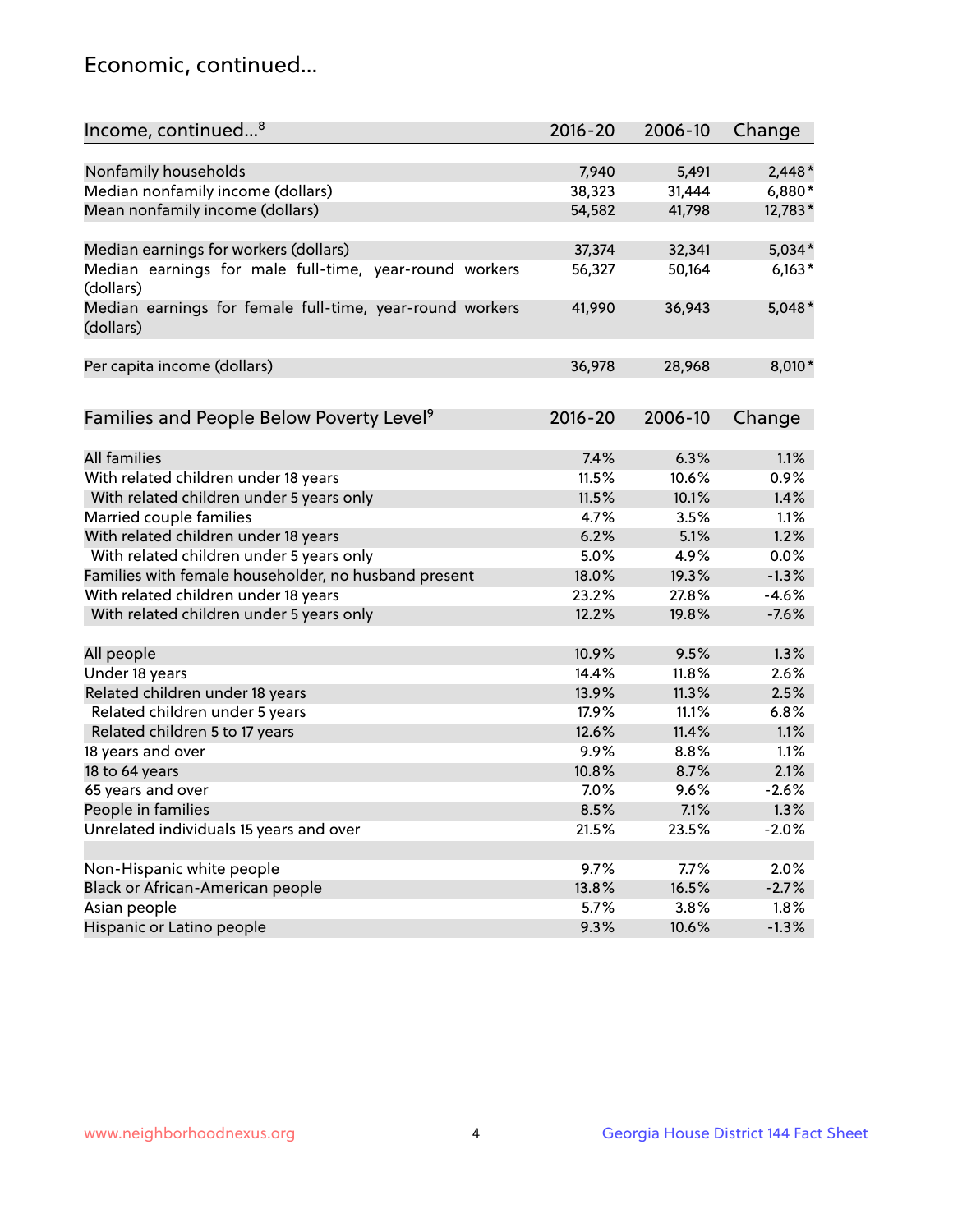## Economic, continued...

| Income, continued...[8] | 2016-20 | 2006-10 | Change |
|---|---|---|---|
| Nonfamily households | 7,940 | 5,491 | 2,448* |
| Median nonfamily income (dollars) | 38,323 | 31,444 | 6,880* |
| Mean nonfamily income (dollars) | 54,582 | 41,798 | 12,783* |
| Median earnings for workers (dollars) | 37,374 | 32,341 | 5,034* |
| Median earnings for male full-time, year-round workers (dollars) | 56,327 | 50,164 | 6,163* |
| Median earnings for female full-time, year-round workers (dollars) | 41,990 | 36,943 | 5,048* |
| Per capita income (dollars) | 36,978 | 28,968 | 8,010* |

| Families and People Below Poverty Level[9] | 2016-20 | 2006-10 | Change |
|---|---|---|---|
| All families | 7.4% | 6.3% | 1.1% |
| With related children under 18 years | 11.5% | 10.6% | 0.9% |
| With related children under 5 years only | 11.5% | 10.1% | 1.4% |
| Married couple families | 4.7% | 3.5% | 1.1% |
| With related children under 18 years | 6.2% | 5.1% | 1.2% |
| With related children under 5 years only | 5.0% | 4.9% | 0.0% |
| Families with female householder, no husband present | 18.0% | 19.3% | -1.3% |
| With related children under 18 years | 23.2% | 27.8% | -4.6% |
| With related children under 5 years only | 12.2% | 19.8% | -7.6% |
| All people | 10.9% | 9.5% | 1.3% |
| Under 18 years | 14.4% | 11.8% | 2.6% |
| Related children under 18 years | 13.9% | 11.3% | 2.5% |
| Related children under 5 years | 17.9% | 11.1% | 6.8% |
| Related children 5 to 17 years | 12.6% | 11.4% | 1.1% |
| 18 years and over | 9.9% | 8.8% | 1.1% |
| 18 to 64 years | 10.8% | 8.7% | 2.1% |
| 65 years and over | 7.0% | 9.6% | -2.6% |
| People in families | 8.5% | 7.1% | 1.3% |
| Unrelated individuals 15 years and over | 21.5% | 23.5% | -2.0% |
| Non-Hispanic white people | 9.7% | 7.7% | 2.0% |
| Black or African-American people | 13.8% | 16.5% | -2.7% |
| Asian people | 5.7% | 3.8% | 1.8% |
| Hispanic or Latino people | 9.3% | 10.6% | -1.3% |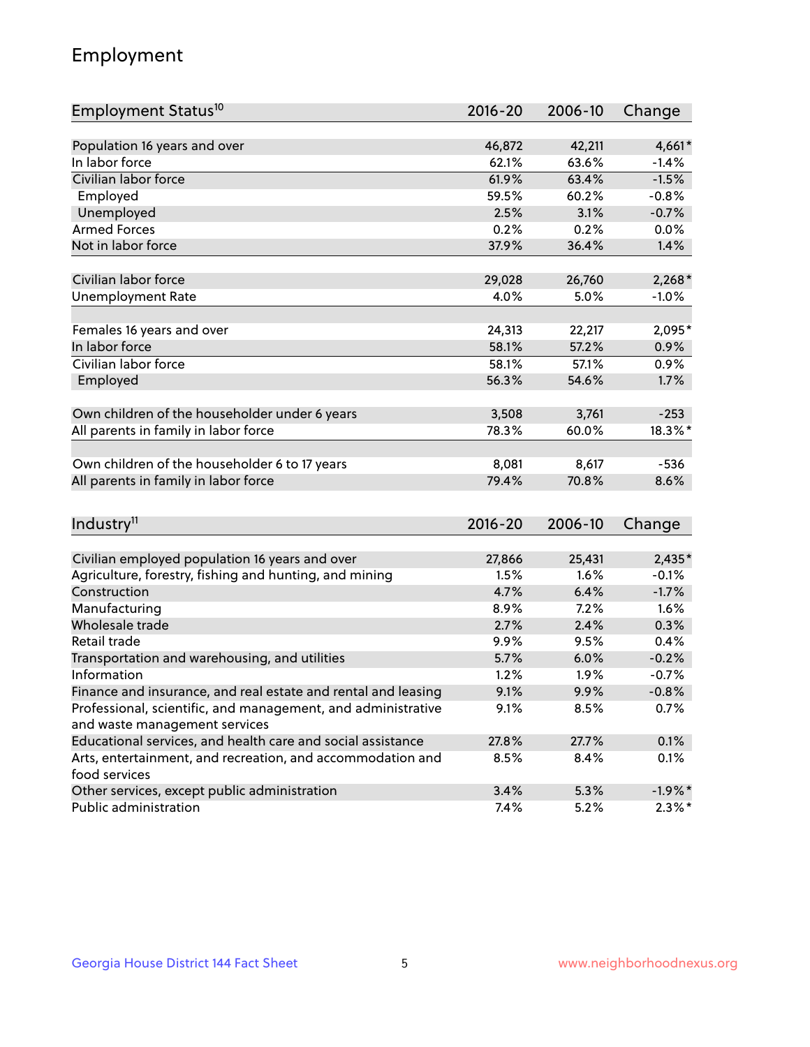## Employment

| Employment Status[10] | 2016-20 | 2006-10 | Change |
|---|---|---|---|
| Population 16 years and over | 46,872 | 42,211 | 4,661* |
| In labor force | 62.1% | 63.6% | -1.4% |
| Civilian labor force | 61.9% | 63.4% | -1.5% |
| Employed | 59.5% | 60.2% | -0.8% |
| Unemployed | 2.5% | 3.1% | -0.7% |
| Armed Forces | 0.2% | 0.2% | 0.0% |
| Not in labor force | 37.9% | 36.4% | 1.4% |
| Civilian labor force | 29,028 | 26,760 | 2,268* |
| Unemployment Rate | 4.0% | 5.0% | -1.0% |
| Females 16 years and over | 24,313 | 22,217 | 2,095* |
| In labor force | 58.1% | 57.2% | 0.9% |
| Civilian labor force | 58.1% | 57.1% | 0.9% |
| Employed | 56.3% | 54.6% | 1.7% |
| Own children of the householder under 6 years | 3,508 | 3,761 | -253 |
| All parents in family in labor force | 78.3% | 60.0% | 18.3%* |
| Own children of the householder 6 to 17 years | 8,081 | 8,617 | -536 |
| All parents in family in labor force | 79.4% | 70.8% | 8.6% |

| Industry[11] | 2016-20 | 2006-10 | Change |
|---|---|---|---|
| Civilian employed population 16 years and over | 27,866 | 25,431 | 2,435* |
| Agriculture, forestry, fishing and hunting, and mining | 1.5% | 1.6% | -0.1% |
| Construction | 4.7% | 6.4% | -1.7% |
| Manufacturing | 8.9% | 7.2% | 1.6% |
| Wholesale trade | 2.7% | 2.4% | 0.3% |
| Retail trade | 9.9% | 9.5% | 0.4% |
| Transportation and warehousing, and utilities | 5.7% | 6.0% | -0.2% |
| Information | 1.2% | 1.9% | -0.7% |
| Finance and insurance, and real estate and rental and leasing | 9.1% | 9.9% | -0.8% |
| Professional, scientific, and management, and administrative and waste management services | 9.1% | 8.5% | 0.7% |
| Educational services, and health care and social assistance | 27.8% | 27.7% | 0.1% |
| Arts, entertainment, and recreation, and accommodation and food services | 8.5% | 8.4% | 0.1% |
| Other services, except public administration | 3.4% | 5.3% | -1.9%* |
| Public administration | 7.4% | 5.2% | 2.3%* |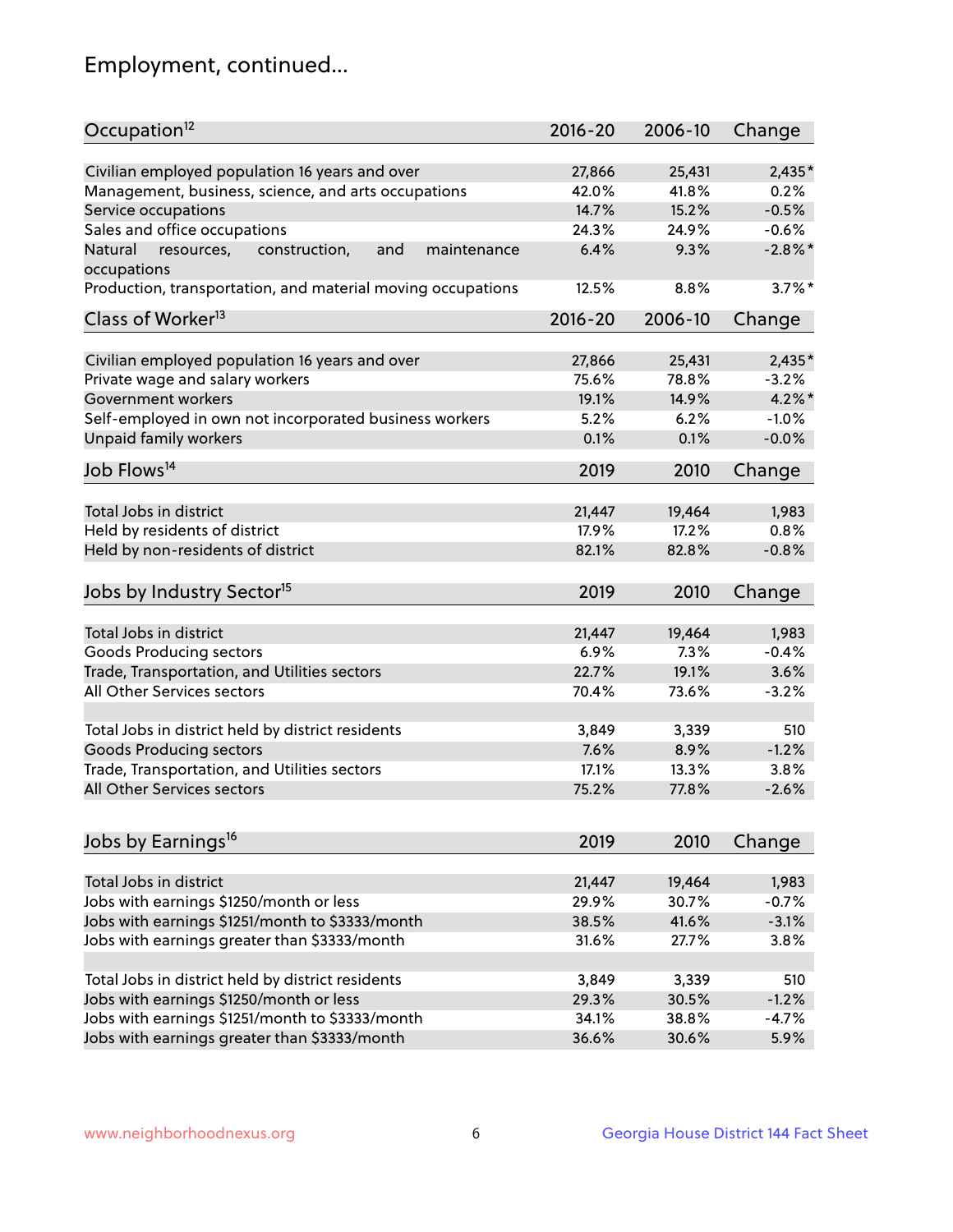# Employment, continued...

| Occupation[12] | 2016-20 | 2006-10 | Change |
|---|---|---|---|
| Civilian employed population 16 years and over | 27,866 | 25,431 | 2,435* |
| Management, business, science, and arts occupations | 42.0% | 41.8% | 0.2% |
| Service occupations | 14.7% | 15.2% | -0.5% |
| Sales and office occupations | 24.3% | 24.9% | -0.6% |
| Natural resources, construction, and maintenance occupations | 6.4% | 9.3% | -2.8%* |
| Production, transportation, and material moving occupations | 12.5% | 8.8% | 3.7%* |

| Class of Worker[13] | 2016-20 | 2006-10 | Change |
|---|---|---|---|
| Civilian employed population 16 years and over | 27,866 | 25,431 | 2,435* |
| Private wage and salary workers | 75.6% | 78.8% | -3.2% |
| Government workers | 19.1% | 14.9% | 4.2%* |
| Self-employed in own not incorporated business workers | 5.2% | 6.2% | -1.0% |
| Unpaid family workers | 0.1% | 0.1% | -0.0% |

| Job Flows[14] | 2019 | 2010 | Change |
|---|---|---|---|
| Total Jobs in district | 21,447 | 19,464 | 1,983 |
| Held by residents of district | 17.9% | 17.2% | 0.8% |
| Held by non-residents of district | 82.1% | 82.8% | -0.8% |

| Jobs by Industry Sector[15] | 2019 | 2010 | Change |
|---|---|---|---|
| Total Jobs in district | 21,447 | 19,464 | 1,983 |
| Goods Producing sectors | 6.9% | 7.3% | -0.4% |
| Trade, Transportation, and Utilities sectors | 22.7% | 19.1% | 3.6% |
| All Other Services sectors | 70.4% | 73.6% | -3.2% |
| | | | |
| Total Jobs in district held by district residents | 3,849 | 3,339 | 510 |
| Goods Producing sectors | 7.6% | 8.9% | -1.2% |
| Trade, Transportation, and Utilities sectors | 17.1% | 13.3% | 3.8% |
| All Other Services sectors | 75.2% | 77.8% | -2.6% |

| Jobs by Earnings[16] | 2019 | 2010 | Change |
|---|---|---|---|
| Total Jobs in district | 21,447 | 19,464 | 1,983 |
| Jobs with earnings $1250/month or less | 29.9% | 30.7% | -0.7% |
| Jobs with earnings $1251/month to $3333/month | 38.5% | 41.6% | -3.1% |
| Jobs with earnings greater than $3333/month | 31.6% | 27.7% | 3.8% |
| | | | |
| Total Jobs in district held by district residents | 3,849 | 3,339 | 510 |
| Jobs with earnings $1250/month or less | 29.3% | 30.5% | -1.2% |
| Jobs with earnings $1251/month to $3333/month | 34.1% | 38.8% | -4.7% |
| Jobs with earnings greater than $3333/month | 36.6% | 30.6% | 5.9% |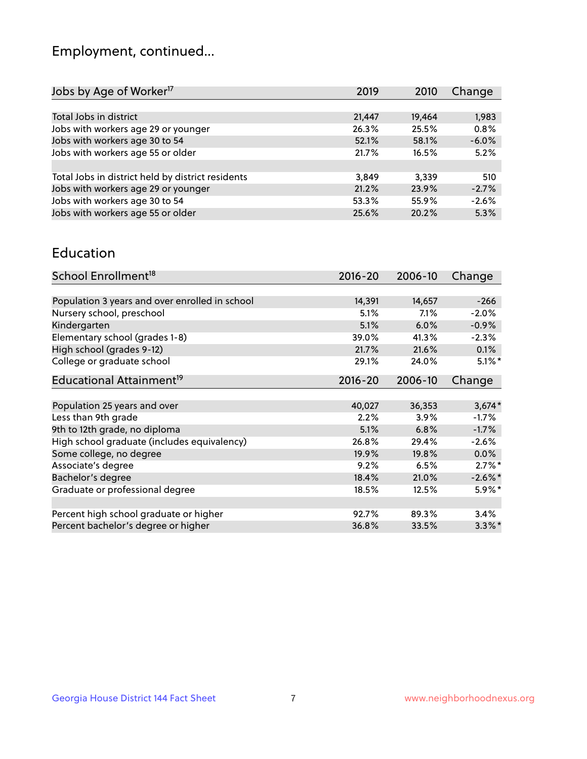## Employment, continued...

| Jobs by Age of Worker[17] | 2019 | 2010 | Change |
|---|---|---|---|
| Total Jobs in district | 21,447 | 19,464 | 1,983 |
| Jobs with workers age 29 or younger | 26.3% | 25.5% | 0.8% |
| Jobs with workers age 30 to 54 | 52.1% | 58.1% | -6.0% |
| Jobs with workers age 55 or older | 21.7% | 16.5% | 5.2% |
| | | | |
| Total Jobs in district held by district residents | 3,849 | 3,339 | 510 |
| Jobs with workers age 29 or younger | 21.2% | 23.9% | -2.7% |
| Jobs with workers age 30 to 54 | 53.3% | 55.9% | -2.6% |
| Jobs with workers age 55 or older | 25.6% | 20.2% | 5.3% |

## Education

| School Enrollment[18] | 2016-20 | 2006-10 | Change |
|---|---|---|---|
| Population 3 years and over enrolled in school | 14,391 | 14,657 | -266 |
| Nursery school, preschool | 5.1% | 7.1% | -2.0% |
| Kindergarten | 5.1% | 6.0% | -0.9% |
| Elementary school (grades 1-8) | 39.0% | 41.3% | -2.3% |
| High school (grades 9-12) | 21.7% | 21.6% | 0.1% |
| College or graduate school | 29.1% | 24.0% | 5.1%* |

| Educational Attainment[19] | 2016-20 | 2006-10 | Change |
|---|---|---|---|
| Population 25 years and over | 40,027 | 36,353 | 3,674* |
| Less than 9th grade | 2.2% | 3.9% | -1.7% |
| 9th to 12th grade, no diploma | 5.1% | 6.8% | -1.7% |
| High school graduate (includes equivalency) | 26.8% | 29.4% | -2.6% |
| Some college, no degree | 19.9% | 19.8% | 0.0% |
| Associate's degree | 9.2% | 6.5% | 2.7%* |
| Bachelor's degree | 18.4% | 21.0% | -2.6%* |
| Graduate or professional degree | 18.5% | 12.5% | 5.9%* |
| | | | |
| Percent high school graduate or higher | 92.7% | 89.3% | 3.4% |
| Percent bachelor's degree or higher | 36.8% | 33.5% | 3.3%* |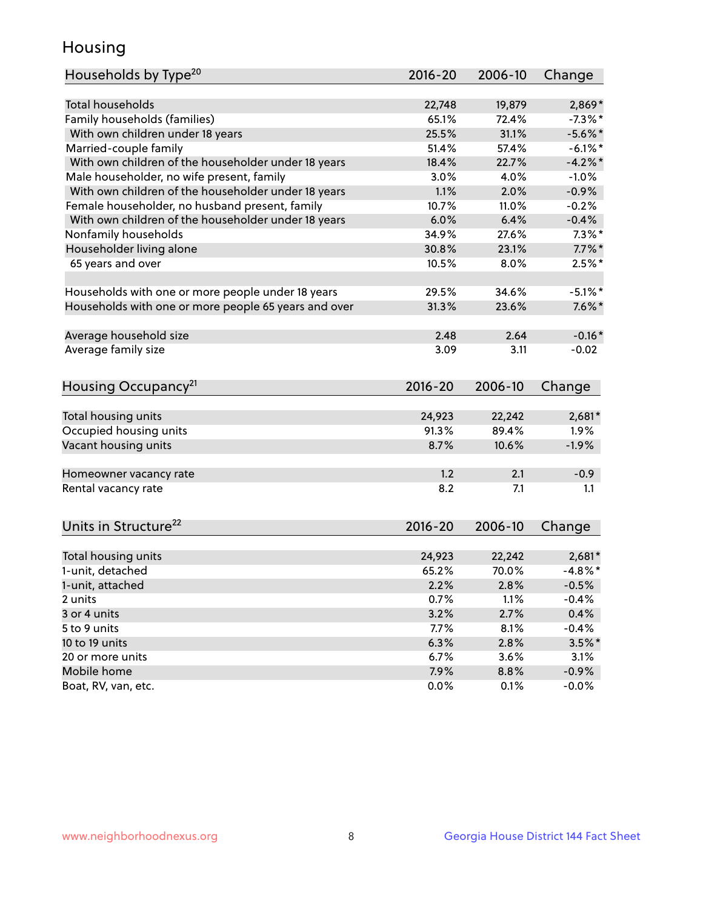# Housing

| Households by Type[20] | 2016-20 | 2006-10 | Change |
| --- | --- | --- | --- |
| Total households | 22,748 | 19,879 | 2,869* |
| Family households (families) | 65.1% | 72.4% | -7.3%* |
| With own children under 18 years | 25.5% | 31.1% | -5.6%* |
| Married-couple family | 51.4% | 57.4% | -6.1%* |
| With own children of the householder under 18 years | 18.4% | 22.7% | -4.2%* |
| Male householder, no wife present, family | 3.0% | 4.0% | -1.0% |
| With own children of the householder under 18 years | 1.1% | 2.0% | -0.9% |
| Female householder, no husband present, family | 10.7% | 11.0% | -0.2% |
| With own children of the householder under 18 years | 6.0% | 6.4% | -0.4% |
| Nonfamily households | 34.9% | 27.6% | 7.3%* |
| Householder living alone | 30.8% | 23.1% | 7.7%* |
| 65 years and over | 10.5% | 8.0% | 2.5%* |
| Households with one or more people under 18 years | 29.5% | 34.6% | -5.1%* |
| Households with one or more people 65 years and over | 31.3% | 23.6% | 7.6%* |
| Average household size | 2.48 | 2.64 | -0.16* |
| Average family size | 3.09 | 3.11 | -0.02 |

| Housing Occupancy[21] | 2016-20 | 2006-10 | Change |
| --- | --- | --- | --- |
| Total housing units | 24,923 | 22,242 | 2,681* |
| Occupied housing units | 91.3% | 89.4% | 1.9% |
| Vacant housing units | 8.7% | 10.6% | -1.9% |
| Homeowner vacancy rate | 1.2 | 2.1 | -0.9 |
| Rental vacancy rate | 8.2 | 7.1 | 1.1 |

| Units in Structure[22] | 2016-20 | 2006-10 | Change |
| --- | --- | --- | --- |
| Total housing units | 24,923 | 22,242 | 2,681* |
| 1-unit, detached | 65.2% | 70.0% | -4.8%* |
| 1-unit, attached | 2.2% | 2.8% | -0.5% |
| 2 units | 0.7% | 1.1% | -0.4% |
| 3 or 4 units | 3.2% | 2.7% | 0.4% |
| 5 to 9 units | 7.7% | 8.1% | -0.4% |
| 10 to 19 units | 6.3% | 2.8% | 3.5%* |
| 20 or more units | 6.7% | 3.6% | 3.1% |
| Mobile home | 7.9% | 8.8% | -0.9% |
| Boat, RV, van, etc. | 0.0% | 0.1% | -0.0% |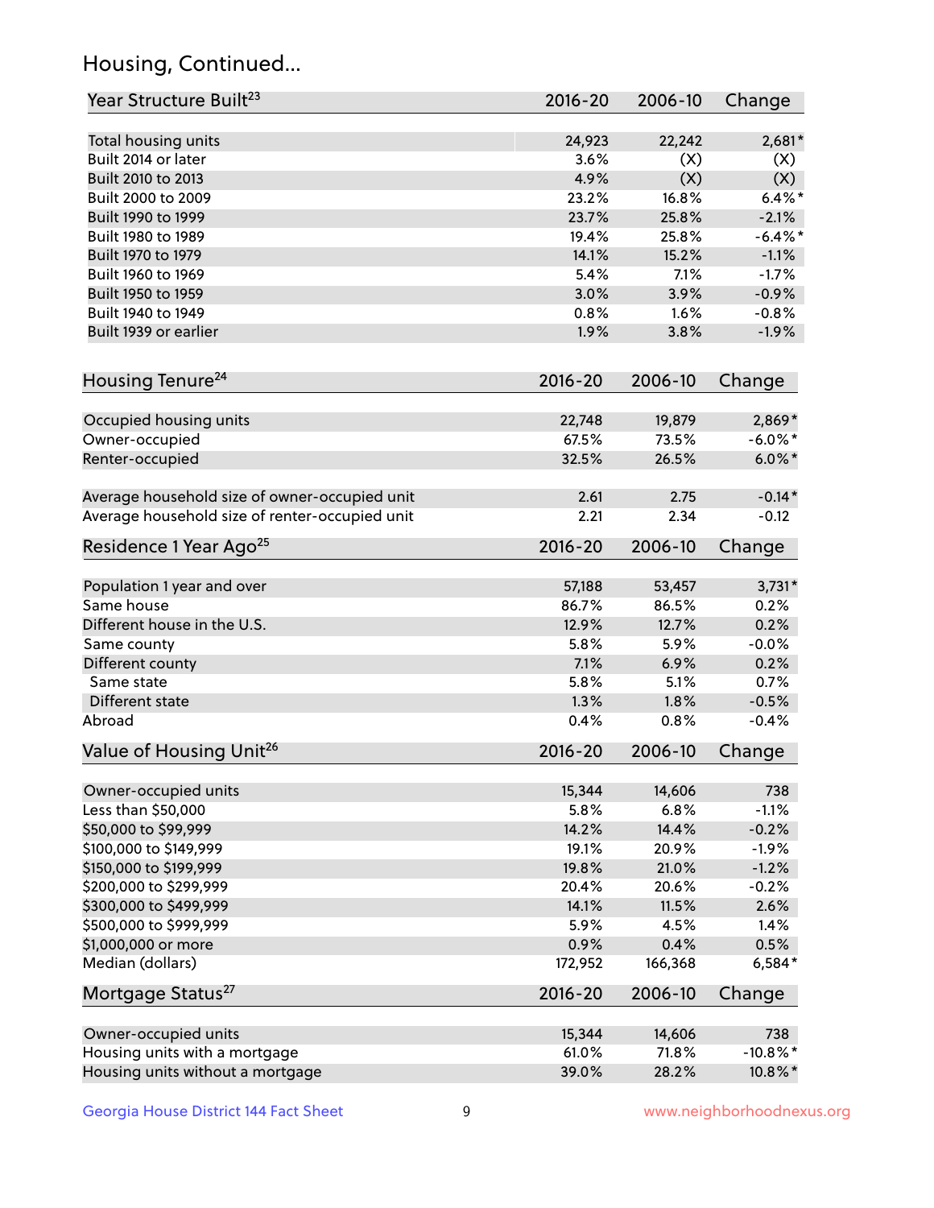## Housing, Continued...

| Year Structure Built[23] | 2016-20 | 2006-10 | Change |
|---|---|---|---|
| Total housing units | 24,923 | 22,242 | 2,681* |
| Built 2014 or later | 3.6% | (X) | (X) |
| Built 2010 to 2013 | 4.9% | (X) | (X) |
| Built 2000 to 2009 | 23.2% | 16.8% | 6.4%* |
| Built 1990 to 1999 | 23.7% | 25.8% | -2.1% |
| Built 1980 to 1989 | 19.4% | 25.8% | -6.4%* |
| Built 1970 to 1979 | 14.1% | 15.2% | -1.1% |
| Built 1960 to 1969 | 5.4% | 7.1% | -1.7% |
| Built 1950 to 1959 | 3.0% | 3.9% | -0.9% |
| Built 1940 to 1949 | 0.8% | 1.6% | -0.8% |
| Built 1939 or earlier | 1.9% | 3.8% | -1.9% |

| Housing Tenure[24] | 2016-20 | 2006-10 | Change |
|---|---|---|---|
| Occupied housing units | 22,748 | 19,879 | 2,869* |
| Owner-occupied | 67.5% | 73.5% | -6.0%* |
| Renter-occupied | 32.5% | 26.5% | 6.0%* |
| Average household size of owner-occupied unit | 2.61 | 2.75 | -0.14* |
| Average household size of renter-occupied unit | 2.21 | 2.34 | -0.12 |

| Residence 1 Year Ago[25] | 2016-20 | 2006-10 | Change |
|---|---|---|---|
| Population 1 year and over | 57,188 | 53,457 | 3,731* |
| Same house | 86.7% | 86.5% | 0.2% |
| Different house in the U.S. | 12.9% | 12.7% | 0.2% |
| Same county | 5.8% | 5.9% | -0.0% |
| Different county | 7.1% | 6.9% | 0.2% |
| Same state | 5.8% | 5.1% | 0.7% |
| Different state | 1.3% | 1.8% | -0.5% |
| Abroad | 0.4% | 0.8% | -0.4% |

| Value of Housing Unit[26] | 2016-20 | 2006-10 | Change |
|---|---|---|---|
| Owner-occupied units | 15,344 | 14,606 | 738 |
| Less than $50,000 | 5.8% | 6.8% | -1.1% |
| $50,000 to $99,999 | 14.2% | 14.4% | -0.2% |
| $100,000 to $149,999 | 19.1% | 20.9% | -1.9% |
| $150,000 to $199,999 | 19.8% | 21.0% | -1.2% |
| $200,000 to $299,999 | 20.4% | 20.6% | -0.2% |
| $300,000 to $499,999 | 14.1% | 11.5% | 2.6% |
| $500,000 to $999,999 | 5.9% | 4.5% | 1.4% |
| $1,000,000 or more | 0.9% | 0.4% | 0.5% |
| Median (dollars) | 172,952 | 166,368 | 6,584* |

| Mortgage Status[27] | 2016-20 | 2006-10 | Change |
|---|---|---|---|
| Owner-occupied units | 15,344 | 14,606 | 738 |
| Housing units with a mortgage | 61.0% | 71.8% | -10.8%* |
| Housing units without a mortgage | 39.0% | 28.2% | 10.8%* |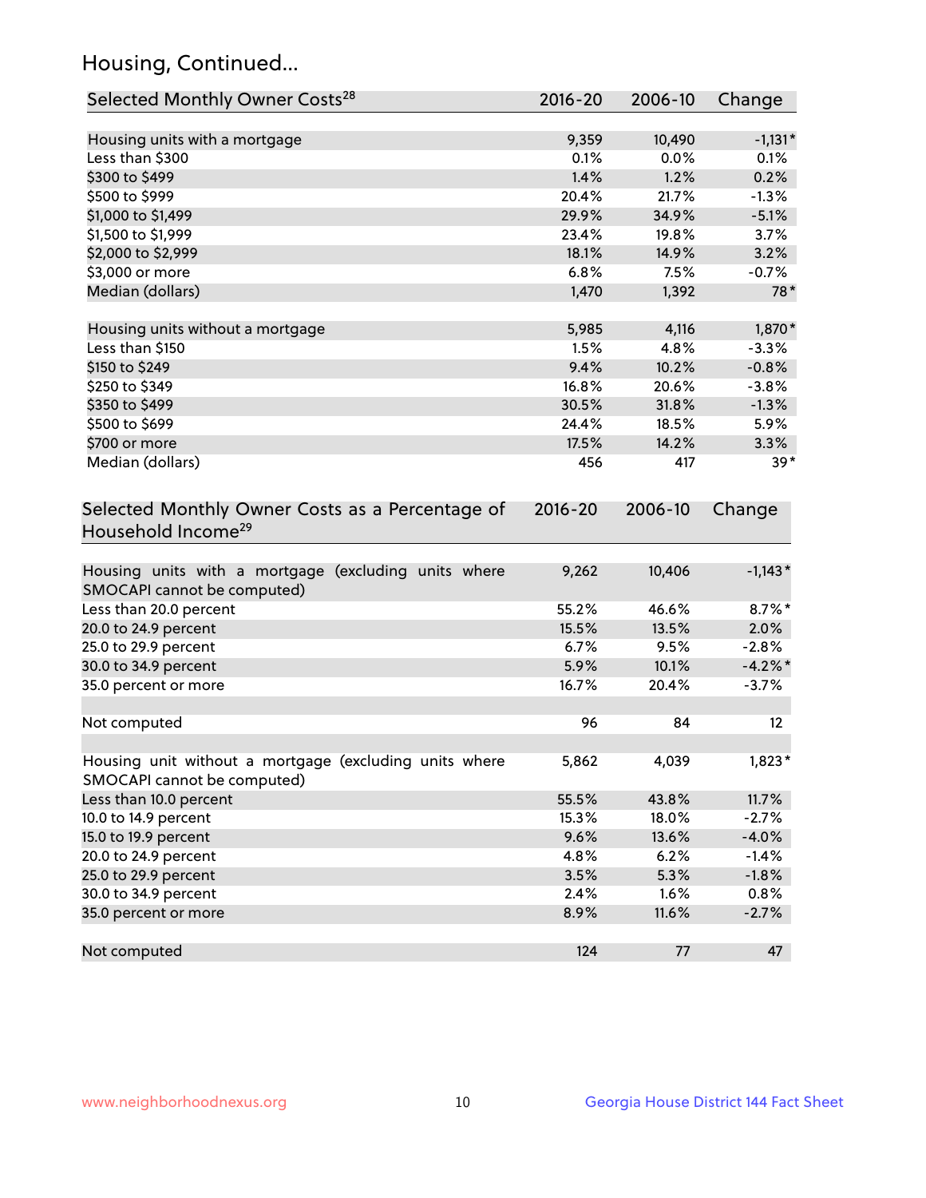## Housing, Continued...

| Selected Monthly Owner Costs[28] | 2016-20 | 2006-10 | Change |
|---|---|---|---|
| Housing units with a mortgage | 9,359 | 10,490 | -1,131* |
| Less than $300 | 0.1% | 0.0% | 0.1% |
| $300 to $499 | 1.4% | 1.2% | 0.2% |
| $500 to $999 | 20.4% | 21.7% | -1.3% |
| $1,000 to $1,499 | 29.9% | 34.9% | -5.1% |
| $1,500 to $1,999 | 23.4% | 19.8% | 3.7% |
| $2,000 to $2,999 | 18.1% | 14.9% | 3.2% |
| $3,000 or more | 6.8% | 7.5% | -0.7% |
| Median (dollars) | 1,470 | 1,392 | 78* |
| | | | |
| Housing units without a mortgage | 5,985 | 4,116 | 1,870* |
| Less than $150 | 1.5% | 4.8% | -3.3% |
| $150 to $249 | 9.4% | 10.2% | -0.8% |
| $250 to $349 | 16.8% | 20.6% | -3.8% |
| $350 to $499 | 30.5% | 31.8% | -1.3% |
| $500 to $699 | 24.4% | 18.5% | 5.9% |
| $700 or more | 17.5% | 14.2% | 3.3% |
| Median (dollars) | 456 | 417 | 39* |

| Selected Monthly Owner Costs as a Percentage of Household Income[29] | 2016-20 | 2006-10 | Change |
|---|---|---|---|
| Housing units with a mortgage (excluding units where SMOCAPI cannot be computed) | 9,262 | 10,406 | -1,143* |
| Less than 20.0 percent | 55.2% | 46.6% | 8.7%* |
| 20.0 to 24.9 percent | 15.5% | 13.5% | 2.0% |
| 25.0 to 29.9 percent | 6.7% | 9.5% | -2.8% |
| 30.0 to 34.9 percent | 5.9% | 10.1% | -4.2%* |
| 35.0 percent or more | 16.7% | 20.4% | -3.7% |
| | | | |
| Not computed | 96 | 84 | 12 |
| | | | |
| Housing unit without a mortgage (excluding units where SMOCAPI cannot be computed) | 5,862 | 4,039 | 1,823* |
| Less than 10.0 percent | 55.5% | 43.8% | 11.7% |
| 10.0 to 14.9 percent | 15.3% | 18.0% | -2.7% |
| 15.0 to 19.9 percent | 9.6% | 13.6% | -4.0% |
| 20.0 to 24.9 percent | 4.8% | 6.2% | -1.4% |
| 25.0 to 29.9 percent | 3.5% | 5.3% | -1.8% |
| 30.0 to 34.9 percent | 2.4% | 1.6% | 0.8% |
| 35.0 percent or more | 8.9% | 11.6% | -2.7% |
| | | | |
| Not computed | 124 | 77 | 47 |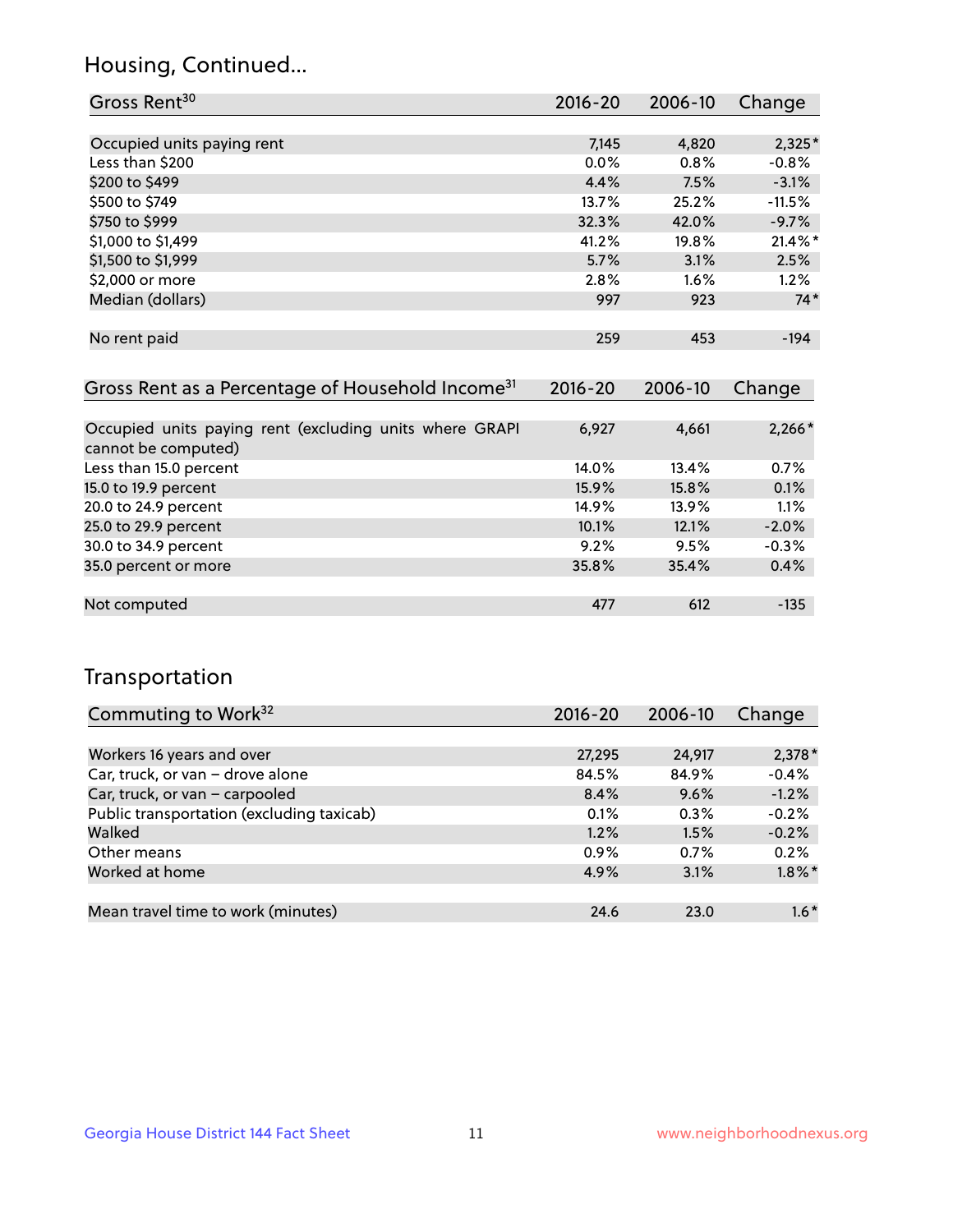## Housing, Continued...

| Gross Rent[30] | 2016-20 | 2006-10 | Change |
|---|---|---|---|
| Occupied units paying rent | 7,145 | 4,820 | 2,325* |
| Less than $200 | 0.0% | 0.8% | -0.8% |
| $200 to $499 | 4.4% | 7.5% | -3.1% |
| $500 to $749 | 13.7% | 25.2% | -11.5% |
| $750 to $999 | 32.3% | 42.0% | -9.7% |
| $1,000 to $1,499 | 41.2% | 19.8% | 21.4%* |
| $1,500 to $1,999 | 5.7% | 3.1% | 2.5% |
| $2,000 or more | 2.8% | 1.6% | 1.2% |
| Median (dollars) | 997 | 923 | 74* |
| No rent paid | 259 | 453 | -194 |

| Gross Rent as a Percentage of Household Income[31] | 2016-20 | 2006-10 | Change |
|---|---|---|---|
| Occupied units paying rent (excluding units where GRAPI cannot be computed) | 6,927 | 4,661 | 2,266* |
| Less than 15.0 percent | 14.0% | 13.4% | 0.7% |
| 15.0 to 19.9 percent | 15.9% | 15.8% | 0.1% |
| 20.0 to 24.9 percent | 14.9% | 13.9% | 1.1% |
| 25.0 to 29.9 percent | 10.1% | 12.1% | -2.0% |
| 30.0 to 34.9 percent | 9.2% | 9.5% | -0.3% |
| 35.0 percent or more | 35.8% | 35.4% | 0.4% |
| Not computed | 477 | 612 | -135 |

## Transportation

| Commuting to Work[32] | 2016-20 | 2006-10 | Change |
|---|---|---|---|
| Workers 16 years and over | 27,295 | 24,917 | 2,378* |
| Car, truck, or van – drove alone | 84.5% | 84.9% | -0.4% |
| Car, truck, or van – carpooled | 8.4% | 9.6% | -1.2% |
| Public transportation (excluding taxicab) | 0.1% | 0.3% | -0.2% |
| Walked | 1.2% | 1.5% | -0.2% |
| Other means | 0.9% | 0.7% | 0.2% |
| Worked at home | 4.9% | 3.1% | 1.8%* |
| Mean travel time to work (minutes) | 24.6 | 23.0 | 1.6* |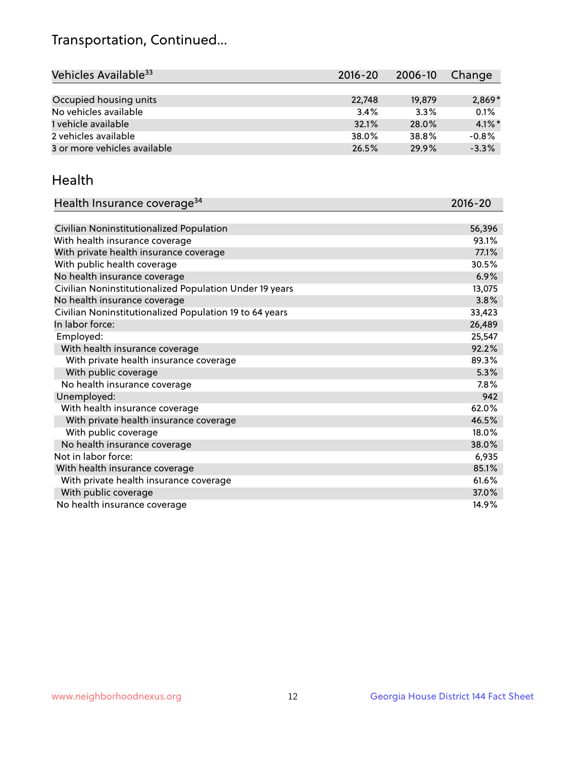## Transportation, Continued...

| Vehicles Available[33] | 2016-20 | 2006-10 | Change |
|---|---|---|---|
| Occupied housing units | 22,748 | 19,879 | 2,869* |
| No vehicles available | 3.4% | 3.3% | 0.1% |
| 1 vehicle available | 32.1% | 28.0% | 4.1%* |
| 2 vehicles available | 38.0% | 38.8% | -0.8% |
| 3 or more vehicles available | 26.5% | 29.9% | -3.3% |

## Health

| Health Insurance coverage[34] | 2016-20 |
|---|---|
| Civilian Noninstitutionalized Population | 56,396 |
| With health insurance coverage | 93.1% |
| With private health insurance coverage | 77.1% |
| With public health coverage | 30.5% |
| No health insurance coverage | 6.9% |
| Civilian Noninstitutionalized Population Under 19 years | 13,075 |
| No health insurance coverage | 3.8% |
| Civilian Noninstitutionalized Population 19 to 64 years | 33,423 |
| In labor force: | 26,489 |
| Employed: | 25,547 |
| With health insurance coverage | 92.2% |
| With private health insurance coverage | 89.3% |
| With public coverage | 5.3% |
| No health insurance coverage | 7.8% |
| Unemployed: | 942 |
| With health insurance coverage | 62.0% |
| With private health insurance coverage | 46.5% |
| With public coverage | 18.0% |
| No health insurance coverage | 38.0% |
| Not in labor force: | 6,935 |
| With health insurance coverage | 85.1% |
| With private health insurance coverage | 61.6% |
| With public coverage | 37.0% |
| No health insurance coverage | 14.9% |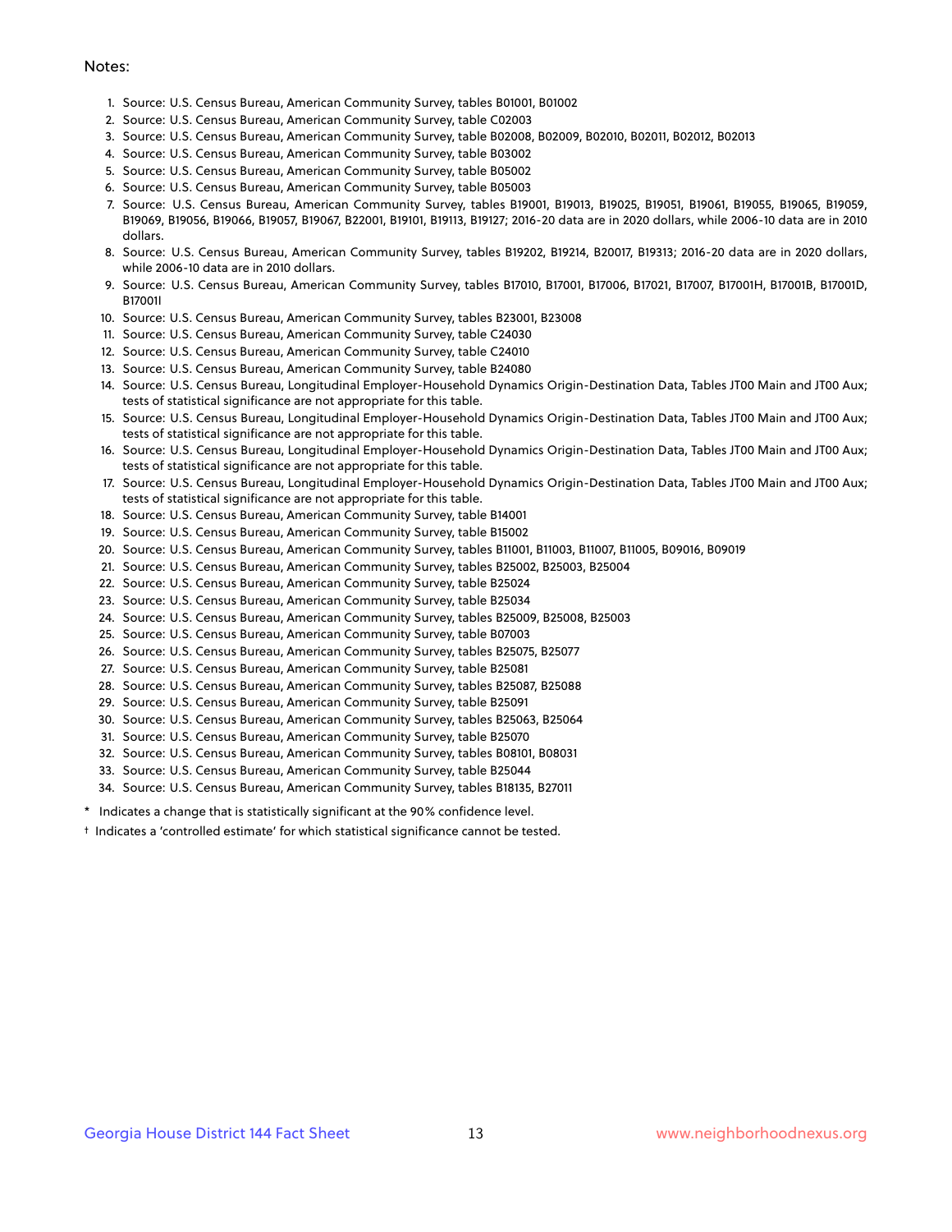Notes:

1. Source: U.S. Census Bureau, American Community Survey, tables B01001, B01002
2. Source: U.S. Census Bureau, American Community Survey, table C02003
3. Source: U.S. Census Bureau, American Community Survey, table B02008, B02009, B02010, B02011, B02012, B02013
4. Source: U.S. Census Bureau, American Community Survey, table B03002
5. Source: U.S. Census Bureau, American Community Survey, table B05002
6. Source: U.S. Census Bureau, American Community Survey, table B05003
7. Source: U.S. Census Bureau, American Community Survey, tables B19001, B19013, B19025, B19051, B19061, B19055, B19065, B19059, B19069, B19056, B19066, B19057, B19067, B22001, B19101, B19113, B19127; 2016-20 data are in 2020 dollars, while 2006-10 data are in 2010 dollars.
8. Source: U.S. Census Bureau, American Community Survey, tables B19202, B19214, B20017, B19313; 2016-20 data are in 2020 dollars, while 2006-10 data are in 2010 dollars.
9. Source: U.S. Census Bureau, American Community Survey, tables B17010, B17001, B17006, B17021, B17007, B17001H, B17001B, B17001D, B17001I
10. Source: U.S. Census Bureau, American Community Survey, tables B23001, B23008
11. Source: U.S. Census Bureau, American Community Survey, table C24030
12. Source: U.S. Census Bureau, American Community Survey, table C24010
13. Source: U.S. Census Bureau, American Community Survey, table B24080
14. Source: U.S. Census Bureau, Longitudinal Employer-Household Dynamics Origin-Destination Data, Tables JT00 Main and JT00 Aux; tests of statistical significance are not appropriate for this table.
15. Source: U.S. Census Bureau, Longitudinal Employer-Household Dynamics Origin-Destination Data, Tables JT00 Main and JT00 Aux; tests of statistical significance are not appropriate for this table.
16. Source: U.S. Census Bureau, Longitudinal Employer-Household Dynamics Origin-Destination Data, Tables JT00 Main and JT00 Aux; tests of statistical significance are not appropriate for this table.
17. Source: U.S. Census Bureau, Longitudinal Employer-Household Dynamics Origin-Destination Data, Tables JT00 Main and JT00 Aux; tests of statistical significance are not appropriate for this table.
18. Source: U.S. Census Bureau, American Community Survey, table B14001
19. Source: U.S. Census Bureau, American Community Survey, table B15002
20. Source: U.S. Census Bureau, American Community Survey, tables B11001, B11003, B11007, B11005, B09016, B09019
21. Source: U.S. Census Bureau, American Community Survey, tables B25002, B25003, B25004
22. Source: U.S. Census Bureau, American Community Survey, table B25024
23. Source: U.S. Census Bureau, American Community Survey, table B25034
24. Source: U.S. Census Bureau, American Community Survey, tables B25009, B25008, B25003
25. Source: U.S. Census Bureau, American Community Survey, table B07003
26. Source: U.S. Census Bureau, American Community Survey, tables B25075, B25077
27. Source: U.S. Census Bureau, American Community Survey, table B25081
28. Source: U.S. Census Bureau, American Community Survey, tables B25087, B25088
29. Source: U.S. Census Bureau, American Community Survey, table B25091
30. Source: U.S. Census Bureau, American Community Survey, tables B25063, B25064
31. Source: U.S. Census Bureau, American Community Survey, table B25070
32. Source: U.S. Census Bureau, American Community Survey, tables B08101, B08031
33. Source: U.S. Census Bureau, American Community Survey, table B25044
34. Source: U.S. Census Bureau, American Community Survey, tables B18135, B27011

\* Indicates a change that is statistically significant at the 90% confidence level.

† Indicates a 'controlled estimate' for which statistical significance cannot be tested.